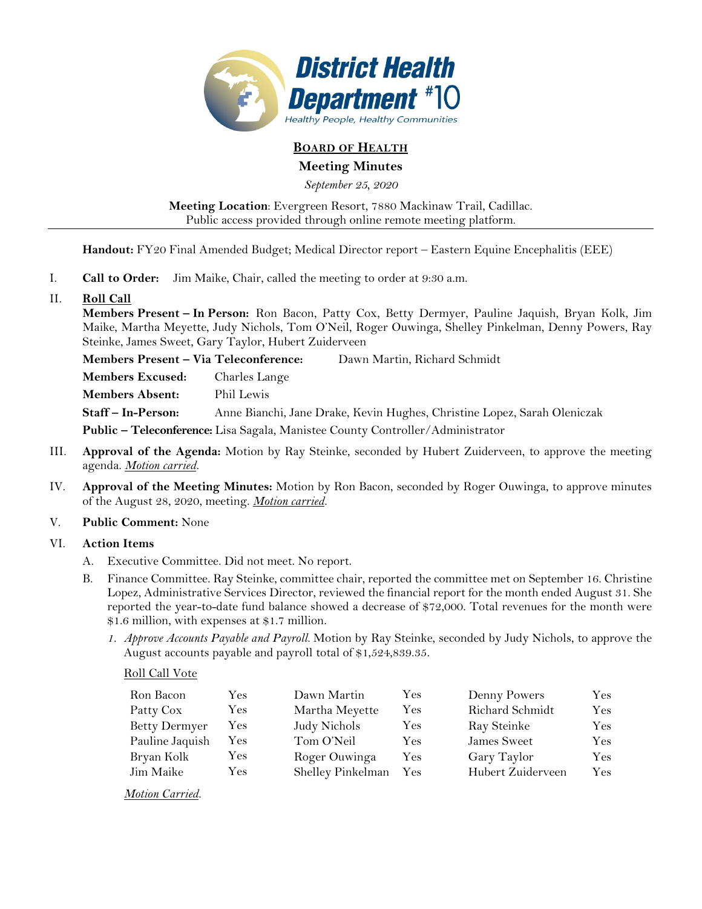# Board of Health

## Meeting Minutes

*September 25, 2020*

**Meeting Location**: Evergreen Resort, 7880 Mackinaw Trail, Cadillac.
Public access provided through online remote meeting platform.

**Handout:** FY20 Final Amended Budget; Medical Director report – Eastern Equine Encephalitis (EEE)

I. **Call to Order:** Jim Maike, Chair, called the meeting to order at 9:30 a.m.

II. **Roll Call**

**Members Present – In Person:** Ron Bacon, Patty Cox, Betty Dermyer, Pauline Jaquish, Bryan Kolk, Jim Maike, Martha Meyette, Judy Nichols, Tom O'Neil, Roger Ouwinga, Shelley Pinkelman, Denny Powers, Ray Steinke, James Sweet, Gary Taylor, Hubert Zuiderveen

**Members Present – Via Teleconference:** Dawn Martin, Richard Schmidt

**Members Excused:** Charles Lange

**Members Absent:** Phil Lewis

**Staff – In-Person:** Anne Bianchi, Jane Drake, Kevin Hughes, Christine Lopez, Sarah Oleniczak

**Public – Teleconference:** Lisa Sagala, Manistee County Controller/Administrator

III. **Approval of the Agenda:** Motion by Ray Steinke, seconded by Hubert Zuiderveen, to approve the meeting agenda. *Motion carried*.

IV. **Approval of the Meeting Minutes:** Motion by Ron Bacon, seconded by Roger Ouwinga, to approve minutes of the August 28, 2020, meeting. *Motion carried*.

V. **Public Comment:** None

VI. **Action Items**

A. Executive Committee. Did not meet. No report.

B. Finance Committee. Ray Steinke, committee chair, reported the committee met on September 16. Christine Lopez, Administrative Services Director, reviewed the financial report for the month ended August 31. She reported the year-to-date fund balance showed a decrease of $72,000. Total revenues for the month were $1.6 million, with expenses at $1.7 million.

1. *Approve Accounts Payable and Payroll.* Motion by Ray Steinke, seconded by Judy Nichols, to approve the August accounts payable and payroll total of $1,524,839.35.

Roll Call Vote

| | | | | | |
|---|---|---|---|---|---|
| Ron Bacon | Yes | Dawn Martin | Yes | Denny Powers | Yes |
| Patty Cox | Yes | Martha Meyette | Yes | Richard Schmidt | Yes |
| Betty Dermyer | Yes | Judy Nichols | Yes | Ray Steinke | Yes |
| Pauline Jaquish | Yes | Tom O'Neil | Yes | James Sweet | Yes |
| Bryan Kolk | Yes | Roger Ouwinga | Yes | Gary Taylor | Yes |
| Jim Maike | Yes | Shelley Pinkelman | Yes | Hubert Zuiderveen | Yes |

*Motion Carried*.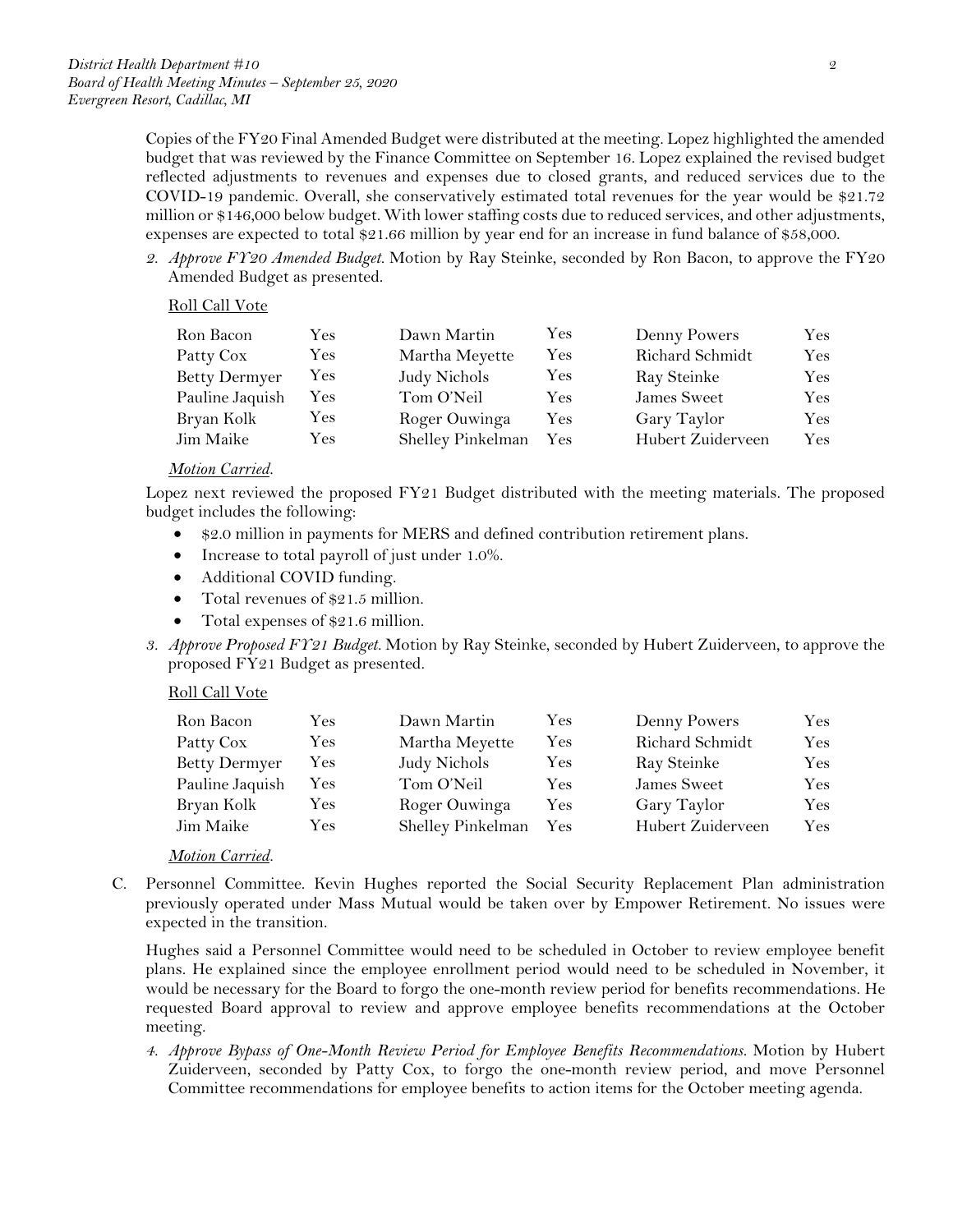Copies of the FY20 Final Amended Budget were distributed at the meeting. Lopez highlighted the amended budget that was reviewed by the Finance Committee on September 16. Lopez explained the revised budget reflected adjustments to revenues and expenses due to closed grants, and reduced services due to the COVID-19 pandemic. Overall, she conservatively estimated total revenues for the year would be $21.72 million or $146,000 below budget. With lower staffing costs due to reduced services, and other adjustments, expenses are expected to total $21.66 million by year end for an increase in fund balance of $58,000.

2. *Approve FY20 Amended Budget.* Motion by Ray Steinke, seconded by Ron Bacon, to approve the FY20 Amended Budget as presented.

<u>Roll Call Vote</u>

| | | | | | |
|---|---|---|---|---|---|
| Ron Bacon | Yes | Dawn Martin | Yes | Denny Powers | Yes |
| Patty Cox | Yes | Martha Meyette | Yes | Richard Schmidt | Yes |
| Betty Dermyer | Yes | Judy Nichols | Yes | Ray Steinke | Yes |
| Pauline Jaquish | Yes | Tom O'Neil | Yes | James Sweet | Yes |
| Bryan Kolk | Yes | Roger Ouwinga | Yes | Gary Taylor | Yes |
| Jim Maike | Yes | Shelley Pinkelman | Yes | Hubert Zuiderveen | Yes |

*<u>Motion Carried</u>.*

Lopez next reviewed the proposed FY21 Budget distributed with the meeting materials. The proposed budget includes the following:

- $2.0 million in payments for MERS and defined contribution retirement plans.
- Increase to total payroll of just under 1.0%.
- Additional COVID funding.
- Total revenues of $21.5 million.
- Total expenses of $21.6 million.

3. *Approve Proposed FY21 Budget.* Motion by Ray Steinke, seconded by Hubert Zuiderveen, to approve the proposed FY21 Budget as presented.

<u>Roll Call Vote</u>

| | | | | | |
|---|---|---|---|---|---|
| Ron Bacon | Yes | Dawn Martin | Yes | Denny Powers | Yes |
| Patty Cox | Yes | Martha Meyette | Yes | Richard Schmidt | Yes |
| Betty Dermyer | Yes | Judy Nichols | Yes | Ray Steinke | Yes |
| Pauline Jaquish | Yes | Tom O'Neil | Yes | James Sweet | Yes |
| Bryan Kolk | Yes | Roger Ouwinga | Yes | Gary Taylor | Yes |
| Jim Maike | Yes | Shelley Pinkelman | Yes | Hubert Zuiderveen | Yes |

*<u>Motion Carried</u>.*

C. Personnel Committee. Kevin Hughes reported the Social Security Replacement Plan administration previously operated under Mass Mutual would be taken over by Empower Retirement. No issues were expected in the transition.

Hughes said a Personnel Committee would need to be scheduled in October to review employee benefit plans. He explained since the employee enrollment period would need to be scheduled in November, it would be necessary for the Board to forgo the one-month review period for benefits recommendations. He requested Board approval to review and approve employee benefits recommendations at the October meeting.

4. *Approve Bypass of One-Month Review Period for Employee Benefits Recommendations.* Motion by Hubert Zuiderveen, seconded by Patty Cox, to forgo the one-month review period, and move Personnel Committee recommendations for employee benefits to action items for the October meeting agenda.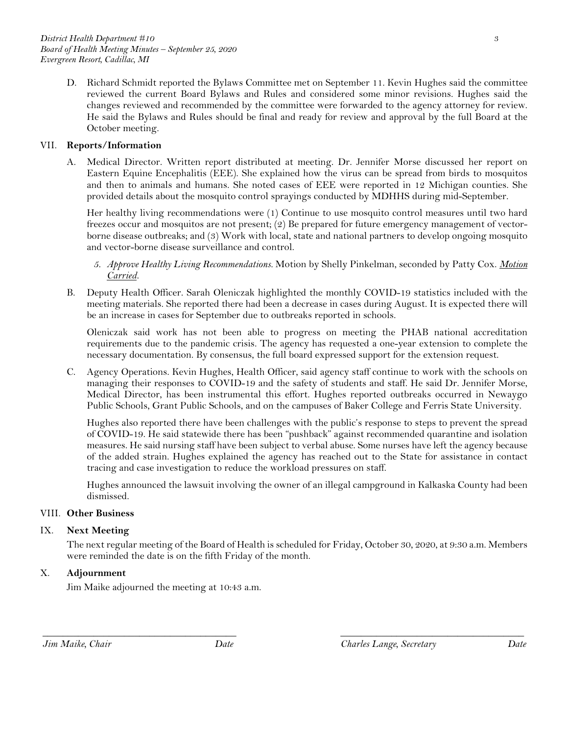D. Richard Schmidt reported the Bylaws Committee met on September 11. Kevin Hughes said the committee reviewed the current Board Bylaws and Rules and considered some minor revisions. Hughes said the changes reviewed and recommended by the committee were forwarded to the agency attorney for review. He said the Bylaws and Rules should be final and ready for review and approval by the full Board at the October meeting.

## VII. Reports/Information

A. Medical Director. Written report distributed at meeting. Dr. Jennifer Morse discussed her report on Eastern Equine Encephalitis (EEE). She explained how the virus can be spread from birds to mosquitos and then to animals and humans. She noted cases of EEE were reported in 12 Michigan counties. She provided details about the mosquito control sprayings conducted by MDHHS during mid-September.

Her healthy living recommendations were (1) Continue to use mosquito control measures until two hard freezes occur and mosquitos are not present; (2) Be prepared for future emergency management of vector-borne disease outbreaks; and (3) Work with local, state and national partners to develop ongoing mosquito and vector-borne disease surveillance and control.

5. *Approve Healthy Living Recommendations.* Motion by Shelly Pinkelman, seconded by Patty Cox. ***Motion Carried.***

B. Deputy Health Officer. Sarah Oleniczak highlighted the monthly COVID-19 statistics included with the meeting materials. She reported there had been a decrease in cases during August. It is expected there will be an increase in cases for September due to outbreaks reported in schools.

Oleniczak said work has not been able to progress on meeting the PHAB national accreditation requirements due to the pandemic crisis. The agency has requested a one-year extension to complete the necessary documentation. By consensus, the full board expressed support for the extension request.

C. Agency Operations. Kevin Hughes, Health Officer, said agency staff continue to work with the schools on managing their responses to COVID-19 and the safety of students and staff. He said Dr. Jennifer Morse, Medical Director, has been instrumental this effort. Hughes reported outbreaks occurred in Newaygo Public Schools, Grant Public Schools, and on the campuses of Baker College and Ferris State University.

Hughes also reported there have been challenges with the public's response to steps to prevent the spread of COVID-19. He said statewide there has been "pushback" against recommended quarantine and isolation measures. He said nursing staff have been subject to verbal abuse. Some nurses have left the agency because of the added strain. Hughes explained the agency has reached out to the State for assistance in contact tracing and case investigation to reduce the workload pressures on staff.

Hughes announced the lawsuit involving the owner of an illegal campground in Kalkaska County had been dismissed.

## VIII. Other Business

## IX. Next Meeting

The next regular meeting of the Board of Health is scheduled for Friday, October 30, 2020, at 9:30 a.m. Members were reminded the date is on the fifth Friday of the month.

## X. Adjournment

Jim Maike adjourned the meeting at 10:43 a.m.

\_\_\_\_\_\_\_\_\_\_\_\_\_\_\_\_\_\_\_\_\_\_\_\_\_\_\_\_\_\_\_\_\_\_\_\_

*Jim Maike, Chair* *Date*

\_\_\_\_\_\_\_\_\_\_\_\_\_\_\_\_\_\_\_\_\_\_\_\_\_\_\_\_\_\_\_\_\_\_\_\_

*Charles Lange, Secretary* *Date*